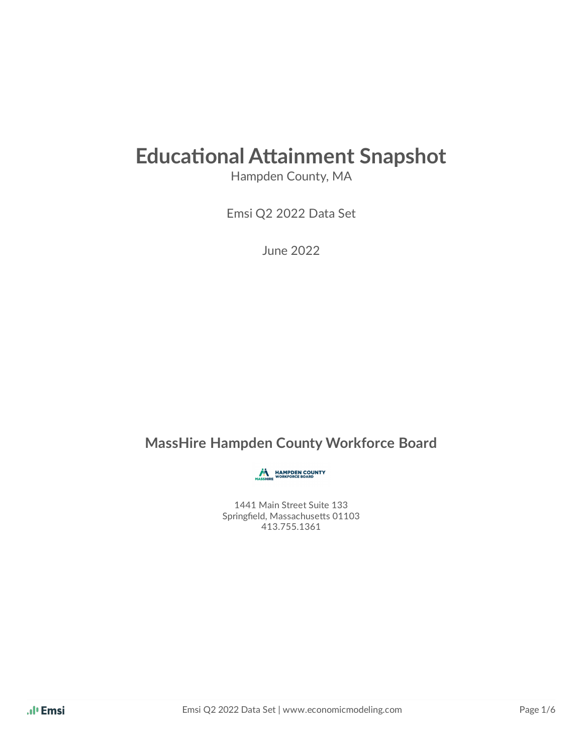# Educational Attainment Snapshot

Hampden County, MA

Emsi Q2 2022 Data Set

June 2022

## MassHire Hampden County Workforce Board

MASSHIRE HAMPDEN COUNTY WORKFORCE BOARD

1441 Main Street Suite 133
Springfield, Massachusetts 01103
413.755.1361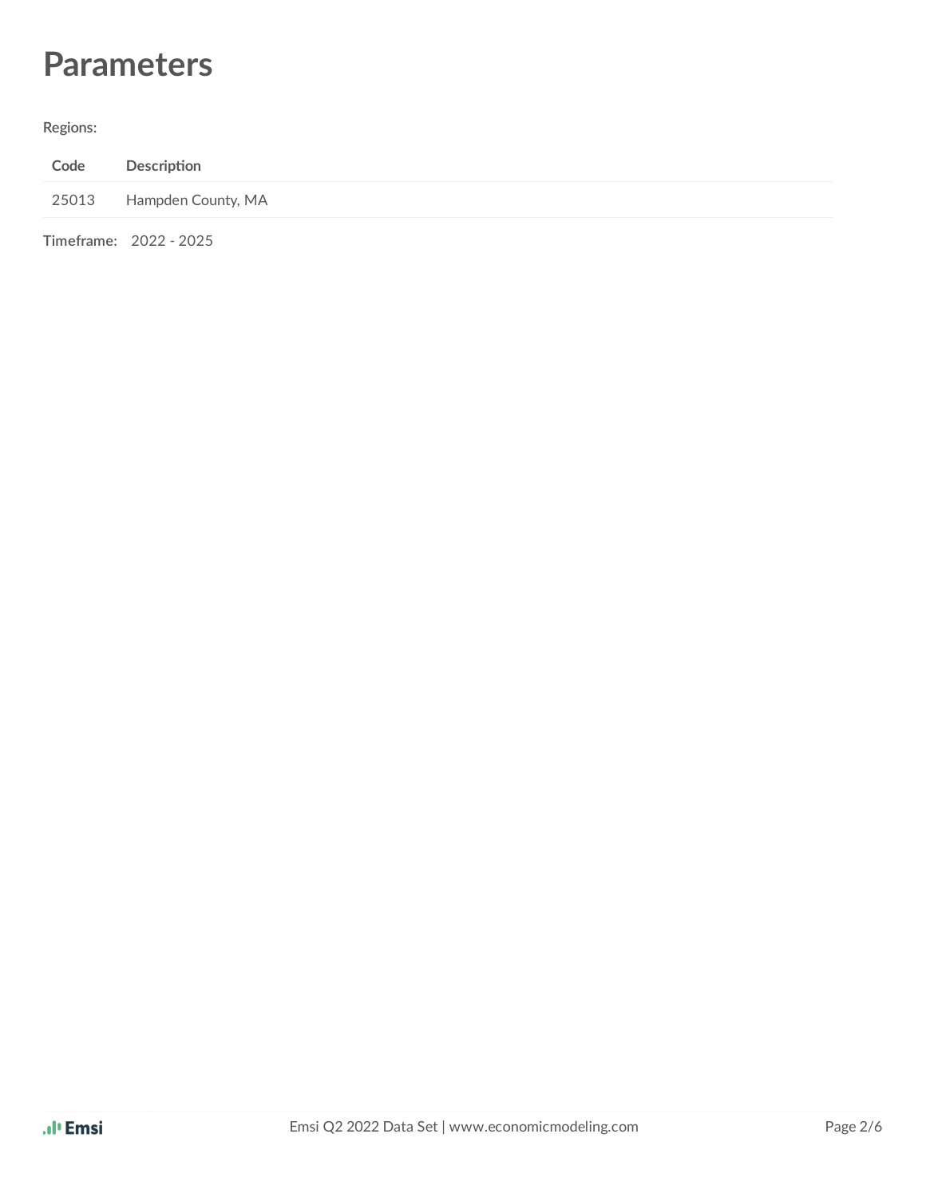# Parameters

**Regions:**

| Code | Description |
| --- | --- |
| 25013 | Hampden County, MA |

**Timeframe:** 2022 - 2025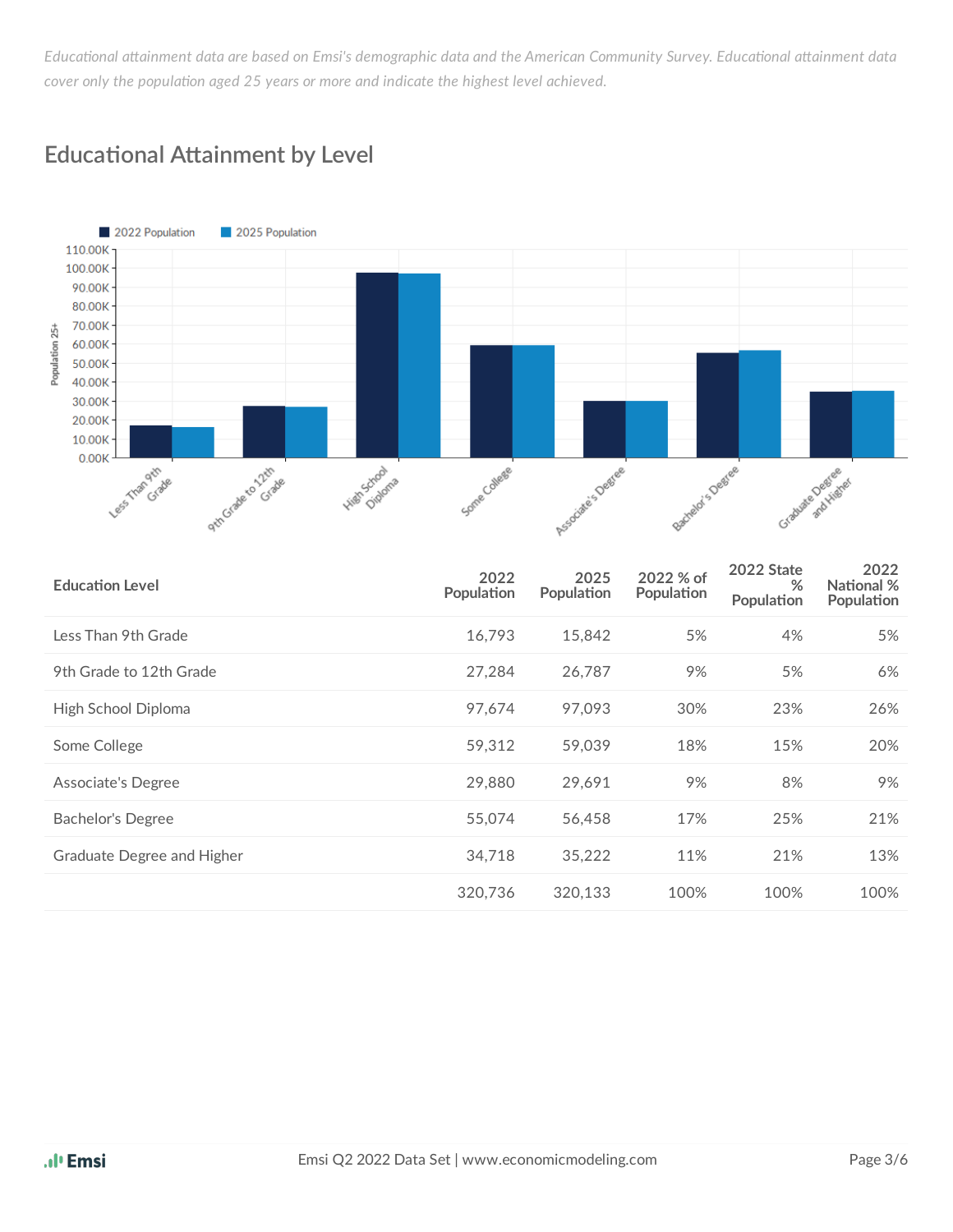*Educational attainment data are based on Emsi's demographic data and the American Community Survey. Educational attainment data cover only the population aged 25 years or more and indicate the highest level achieved.*

## Educational Attainment by Level

| Education Level | 2022 Population | 2025 Population | 2022 % of Population | 2022 State % Population | 2022 National % Population |
|---|---|---|---|---|---|
| Less Than 9th Grade | 16,793 | 15,842 | 5% | 4% | 5% |
| 9th Grade to 12th Grade | 27,284 | 26,787 | 9% | 5% | 6% |
| High School Diploma | 97,674 | 97,093 | 30% | 23% | 26% |
| Some College | 59,312 | 59,039 | 18% | 15% | 20% |
| Associate's Degree | 29,880 | 29,691 | 9% | 8% | 9% |
| Bachelor's Degree | 55,074 | 56,458 | 17% | 25% | 21% |
| Graduate Degree and Higher | 34,718 | 35,222 | 11% | 21% | 13% |
| | 320,736 | 320,133 | 100% | 100% | 100% |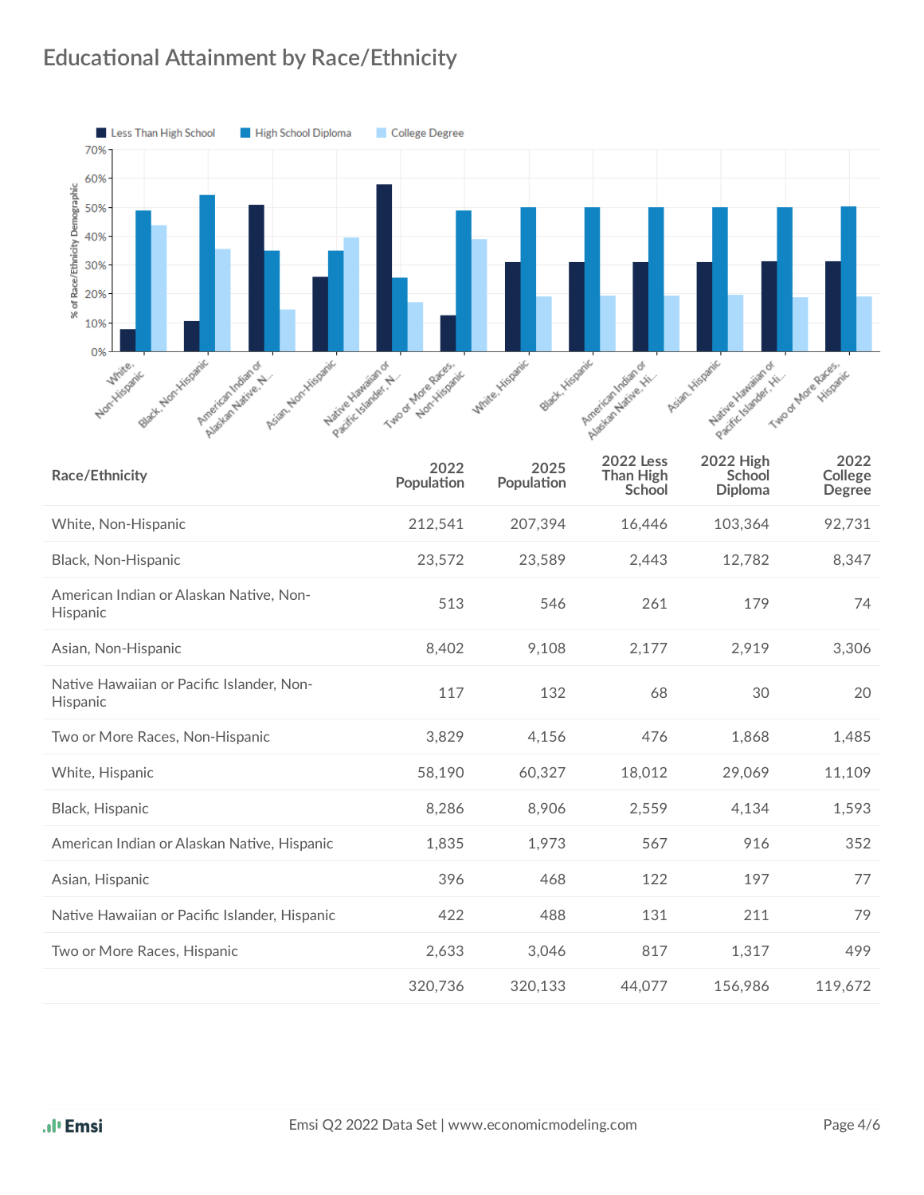## Educational Attainment by Race/Ethnicity

| Race/Ethnicity | 2022 Population | 2025 Population | 2022 Less Than High School | 2022 High School Diploma | 2022 College Degree |
|---|---|---|---|---|---|
| White, Non-Hispanic | 212,541 | 207,394 | 16,446 | 103,364 | 92,731 |
| Black, Non-Hispanic | 23,572 | 23,589 | 2,443 | 12,782 | 8,347 |
| American Indian or Alaskan Native, Non-Hispanic | 513 | 546 | 261 | 179 | 74 |
| Asian, Non-Hispanic | 8,402 | 9,108 | 2,177 | 2,919 | 3,306 |
| Native Hawaiian or Pacific Islander, Non-Hispanic | 117 | 132 | 68 | 30 | 20 |
| Two or More Races, Non-Hispanic | 3,829 | 4,156 | 476 | 1,868 | 1,485 |
| White, Hispanic | 58,190 | 60,327 | 18,012 | 29,069 | 11,109 |
| Black, Hispanic | 8,286 | 8,906 | 2,559 | 4,134 | 1,593 |
| American Indian or Alaskan Native, Hispanic | 1,835 | 1,973 | 567 | 916 | 352 |
| Asian, Hispanic | 396 | 468 | 122 | 197 | 77 |
| Native Hawaiian or Pacific Islander, Hispanic | 422 | 488 | 131 | 211 | 79 |
| Two or More Races, Hispanic | 2,633 | 3,046 | 817 | 1,317 | 499 |
| | 320,736 | 320,133 | 44,077 | 156,986 | 119,672 |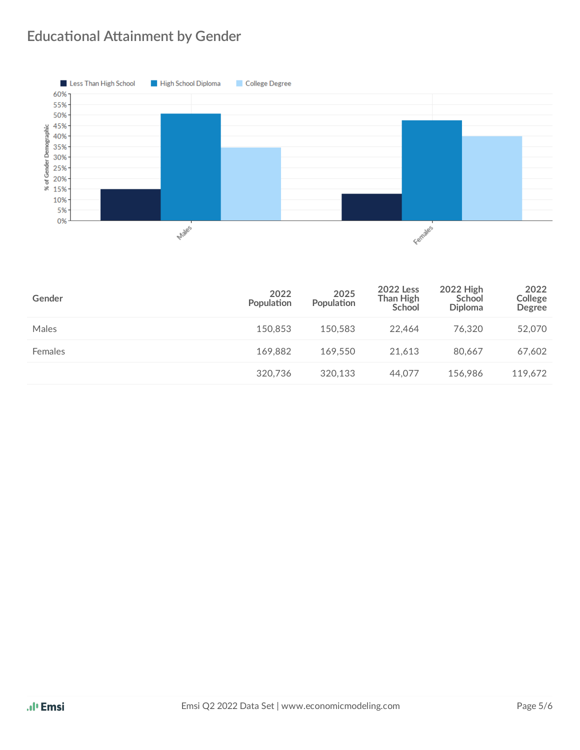## Educational Attainment by Gender

| Gender | 2022 Population | 2025 Population | 2022 Less Than High School | 2022 High School Diploma | 2022 College Degree |
|---|---|---|---|---|---|
| Males | 150,853 | 150,583 | 22,464 | 76,320 | 52,070 |
| Females | 169,882 | 169,550 | 21,613 | 80,667 | 67,602 |
| | 320,736 | 320,133 | 44,077 | 156,986 | 119,672 |

Emsi Q2 2022 Data Set | www.economicmodeling.com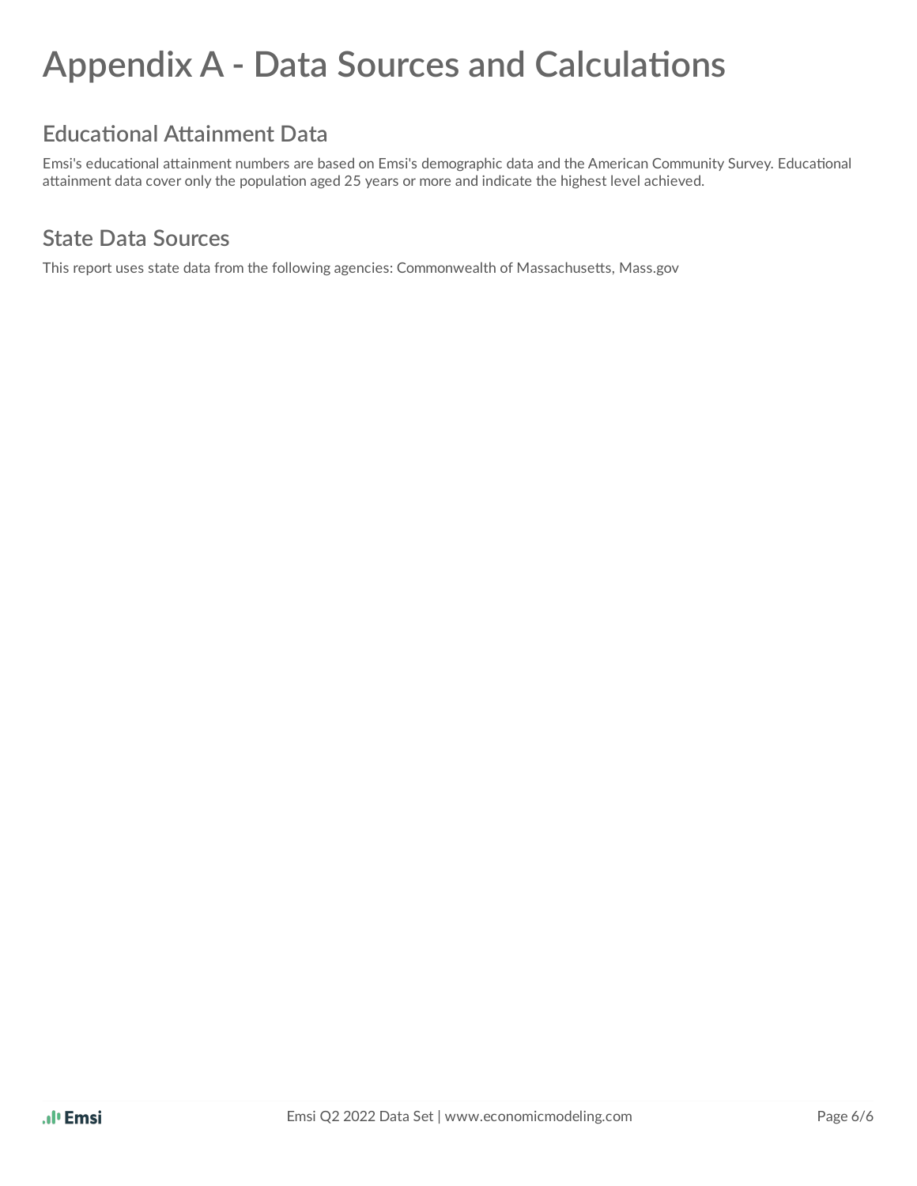# Appendix A - Data Sources and Calculations

## Educational Attainment Data

Emsi's educational attainment numbers are based on Emsi's demographic data and the American Community Survey. Educational attainment data cover only the population aged 25 years or more and indicate the highest level achieved.

## State Data Sources

This report uses state data from the following agencies: Commonwealth of Massachusetts, Mass.gov